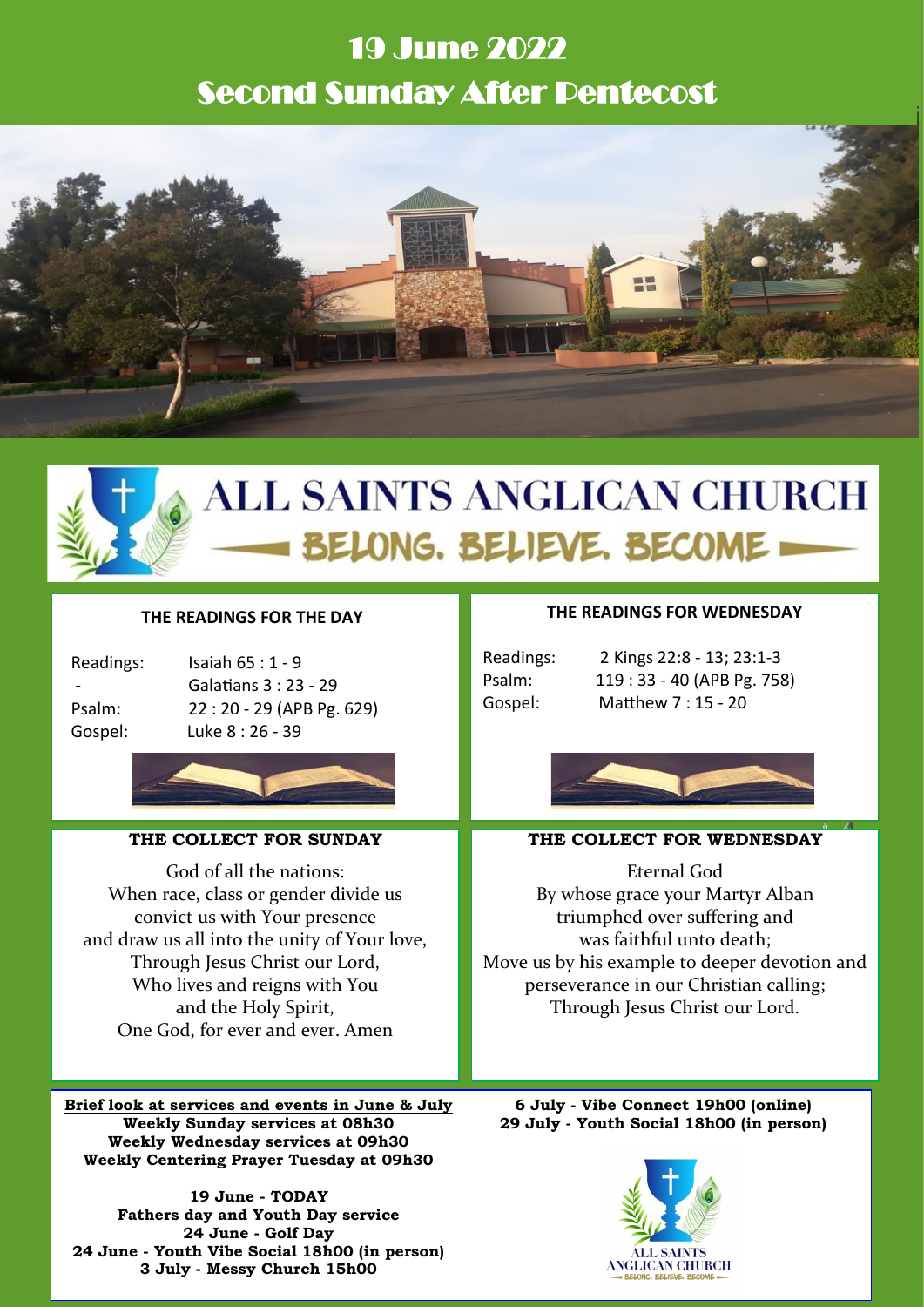# 19 June 2022
# Second Sunday After Pentecost

# ALL SAINTS ANGLICAN CHURCH
## BELONG. BELIEVE. BECOME

### THE READINGS FOR THE DAY

| | |
|---|---|
| Readings: | Isaiah 65 : 1 - 9 |
| - | Galatians 3 : 23 - 29 |
| Psalm: | 22 : 20 - 29 (APB Pg. 629) |
| Gospel: | Luke 8 : 26 - 39 |

### THE COLLECT FOR SUNDAY

God of all the nations:
When race, class or gender divide us
convict us with Your presence
and draw us all into the unity of Your love,
Through Jesus Christ our Lord,
Who lives and reigns with You
and the Holy Spirit,
One God, for ever and ever. Amen

### THE READINGS FOR WEDNESDAY

| | |
|---|---|
| Readings: | 2 Kings 22:8 - 13; 23:1-3 |
| Psalm: | 119 : 33 - 40 (APB Pg. 758) |
| Gospel: | Matthew 7 : 15 - 20 |

### THE COLLECT FOR WEDNESDAY

Eternal God
By whose grace your Martyr Alban
triumphed over suffering and
was faithful unto death;
Move us by his example to deeper devotion and
perseverance in our Christian calling;
Through Jesus Christ our Lord.

**Brief look at services and events in June & July**

**Weekly Sunday services at 08h30**
**Weekly Wednesday services at 09h30**
**Weekly Centering Prayer Tuesday at 09h30**

**19 June - TODAY**
**Fathers day and Youth Day service**
**24 June - Golf Day**
**24 June - Youth Vibe Social 18h00 (in person)**
**3 July - Messy Church 15h00**
**6 July - Vibe Connect 19h00 (online)**
**29 July - Youth Social 18h00 (in person)**

ALL SAINTS ANGLICAN CHURCH
BELONG. BELIEVE. BECOME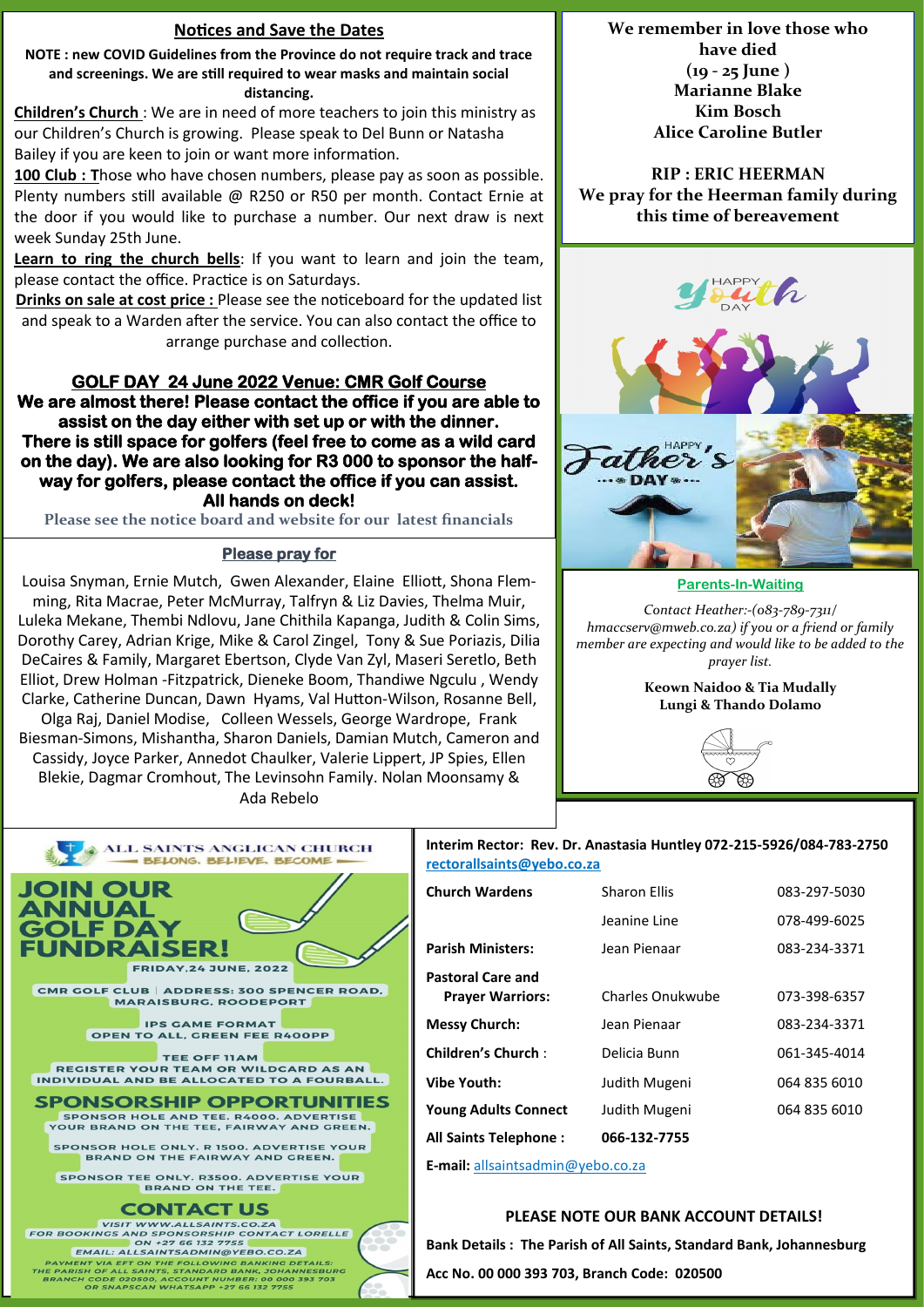## Notices and Save the Dates

**NOTE : new COVID Guidelines from the Province do not require track and trace and screenings. We are still required to wear masks and maintain social distancing.**

**Children's Church** : We are in need of more teachers to join this ministry as our Children's Church is growing. Please speak to Del Bunn or Natasha Bailey if you are keen to join or want more information.

**100 Club :** Those who have chosen numbers, please pay as soon as possible. Plenty numbers still available @ R250 or R50 per month. Contact Ernie at the door if you would like to purchase a number. Our next draw is next week Sunday 25th June.

**Learn to ring the church bells**: If you want to learn and join the team, please contact the office. Practice is on Saturdays.

**Drinks on sale at cost price :** Please see the noticeboard for the updated list and speak to a Warden after the service. You can also contact the office to arrange purchase and collection.

**GOLF DAY 24 June 2022 Venue: CMR Golf Course**

**We are almost there! Please contact the office if you are able to assist on the day either with set up or with the dinner. There is still space for golfers (feel free to come as a wild card on the day). We are also looking for R3 000 to sponsor the half-way for golfers, please contact the office if you can assist. All hands on deck!**

**Please see the notice board and website for our latest financials**

**We remember in love those who have died (19 - 25 June )**
**Marianne Blake**
**Kim Bosch**
**Alice Caroline Butler**

**RIP : ERIC HEERMAN**
**We pray for the Heerman family during this time of bereavement**

HAPPY Youth DAY

HAPPY Father's DAY

### Please pray for

Louisa Snyman, Ernie Mutch, Gwen Alexander, Elaine Elliott, Shona Flemming, Rita Macrae, Peter McMurray, Talfryn & Liz Davies, Thelma Muir, Luleka Mekane, Thembi Ndlovu, Jane Chithila Kapanga, Judith & Colin Sims, Dorothy Carey, Adrian Krige, Mike & Carol Zingel, Tony & Sue Poriazis, Dilia DeCaires & Family, Margaret Ebertson, Clyde Van Zyl, Maseri Seretlo, Beth Elliot, Drew Holman -Fitzpatrick, Dieneke Boom, Thandiwe Ngculu , Wendy Clarke, Catherine Duncan, Dawn Hyams, Val Hutton-Wilson, Rosanne Bell, Olga Raj, Daniel Modise, Colleen Wessels, George Wardrope, Frank Biesman-Simons, Mishantha, Sharon Daniels, Damian Mutch, Cameron and Cassidy, Joyce Parker, Annedot Chaulker, Valerie Lippert, JP Spies, Ellen Blekie, Dagmar Cromhout, The Levinsohn Family. Nolan Moonsamy & Ada Rebelo

### Parents-In-Waiting

*Contact Heather:-(083-789-7311/ hmaccserv@mweb.co.za) if you or a friend or family member are expecting and would like to be added to the prayer list.*

**Keown Naidoo & Tia Mudally**
**Lungi & Thando Dolamo**

ALL SAINTS ANGLICAN CHURCH — BELONG. BELIEVE. BECOME

**JOIN OUR ANNUAL GOLF DAY FUNDRAISER!**

FRIDAY,24 JUNE, 2022

CMR GOLF CLUB | ADDRESS: 300 SPENCER ROAD, MARAISBURG, ROODEPORT

IPS GAME FORMAT
OPEN TO ALL. GREEN FEE R400PP

TEE OFF 11AM
REGISTER YOUR TEAM OR WILDCARD AS AN INDIVIDUAL AND BE ALLOCATED TO A FOURBALL.

**SPONSORSHIP OPPORTUNITIES**

SPONSOR HOLE AND TEE. R4000. ADVERTISE YOUR BRAND ON THE TEE, FAIRWAY AND GREEN.

SPONSOR HOLE ONLY. R 1500. ADVERTISE YOUR BRAND ON THE FAIRWAY AND GREEN.

SPONSOR TEE ONLY. R3500. ADVERTISE YOUR BRAND ON THE TEE.

**CONTACT US**

VISIT WWW.ALLSAINTS.CO.ZA
FOR BOOKINGS AND SPONSORSHIP CONTACT LORELLE ON +27 66 132 7755
EMAIL: ALLSAINTSADMIN@YEBO.CO.ZA
PAYMENT VIA EFT ON THE FOLLOWING BANKING DETAILS: THE PARISH OF ALL SAINTS, STANDARD BANK, JOHANNESBURG BRANCH CODE 020500, ACCOUNT NUMBER: 00 000 393 703 OR SNAPSCAN WHATSAPP +27 66 132 7755

**Interim Rector: Rev. Dr. Anastasia Huntley 072-215-5926/084-783-2750**
rectorallsaints@yebo.co.za

| | | |
|---|---|---|
| **Church Wardens** | Sharon Ellis | 083-297-5030 |
| | Jeanine Line | 078-499-6025 |
| **Parish Ministers:** | Jean Pienaar | 083-234-3371 |
| **Pastoral Care and Prayer Warriors:** | Charles Onukwube | 073-398-6357 |
| **Messy Church:** | Jean Pienaar | 083-234-3371 |
| **Children's Church** : | Delicia Bunn | 061-345-4014 |
| **Vibe Youth:** | Judith Mugeni | 064 835 6010 |
| **Young Adults Connect** | Judith Mugeni | 064 835 6010 |
| **All Saints Telephone :** | **066-132-7755** | |

**E-mail:** allsaintsadmin@yebo.co.za

**PLEASE NOTE OUR BANK ACCOUNT DETAILS!**

**Bank Details : The Parish of All Saints, Standard Bank, Johannesburg**

**Acc No. 00 000 393 703, Branch Code: 020500**